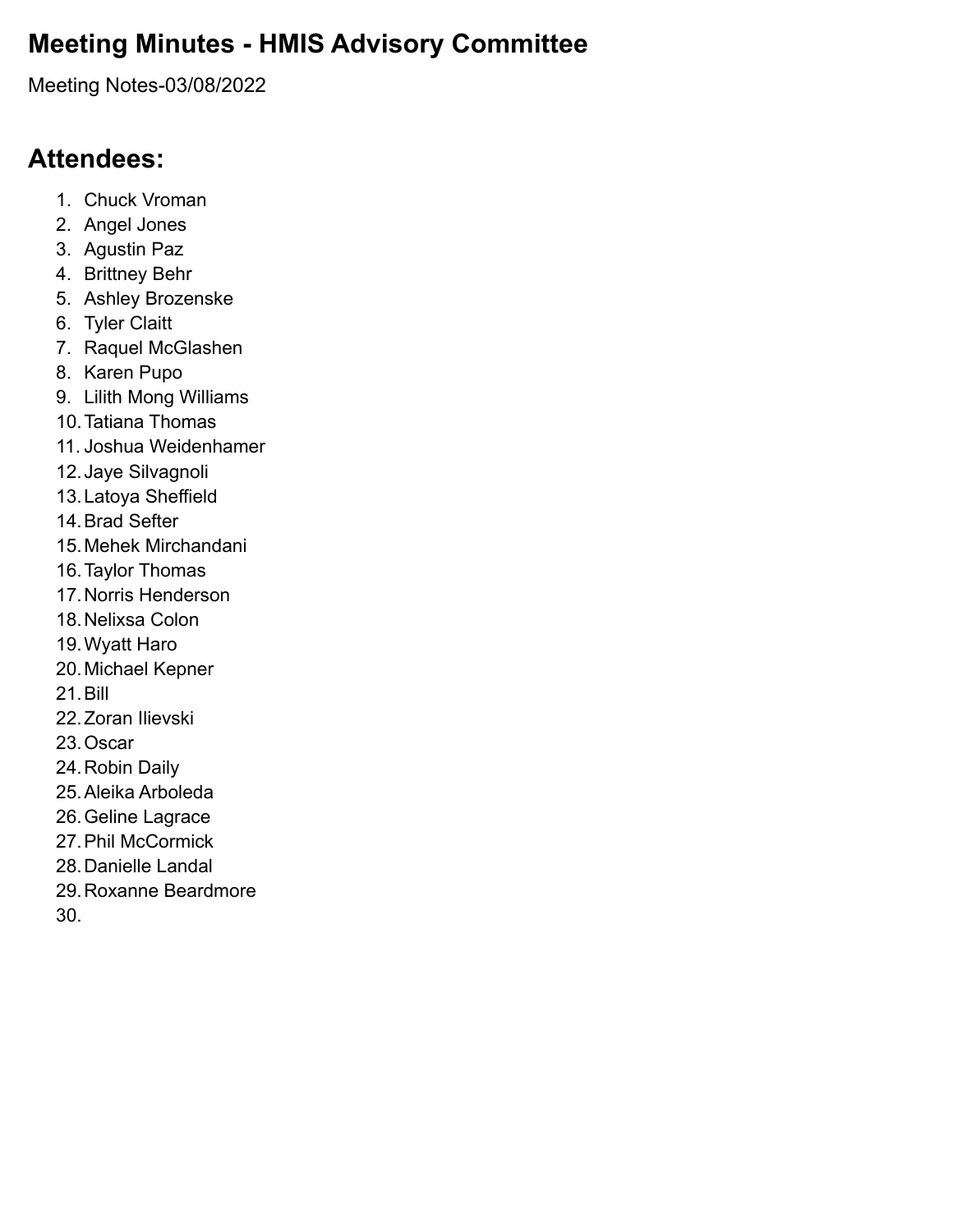# Meeting Minutes - HMIS Advisory Committee

Meeting Notes-03/08/2022

## Attendees:

1. Chuck Vroman
2. Angel Jones
3. Agustin Paz
4. Brittney Behr
5. Ashley Brozenske
6. Tyler Claitt
7. Raquel McGlashen
8. Karen Pupo
9. Lilith Mong Williams
10. Tatiana Thomas
11. Joshua Weidenhamer
12. Jaye Silvagnoli
13. Latoya Sheffield
14. Brad Sefter
15. Mehek Mirchandani
16. Taylor Thomas
17. Norris Henderson
18. Nelixsa Colon
19. Wyatt Haro
20. Michael Kepner
21. Bill
22. Zoran Ilievski
23. Oscar
24. Robin Daily
25. Aleika Arboleda
26. Geline Lagrace
27. Phil McCormick
28. Danielle Landal
29. Roxanne Beardmore
30.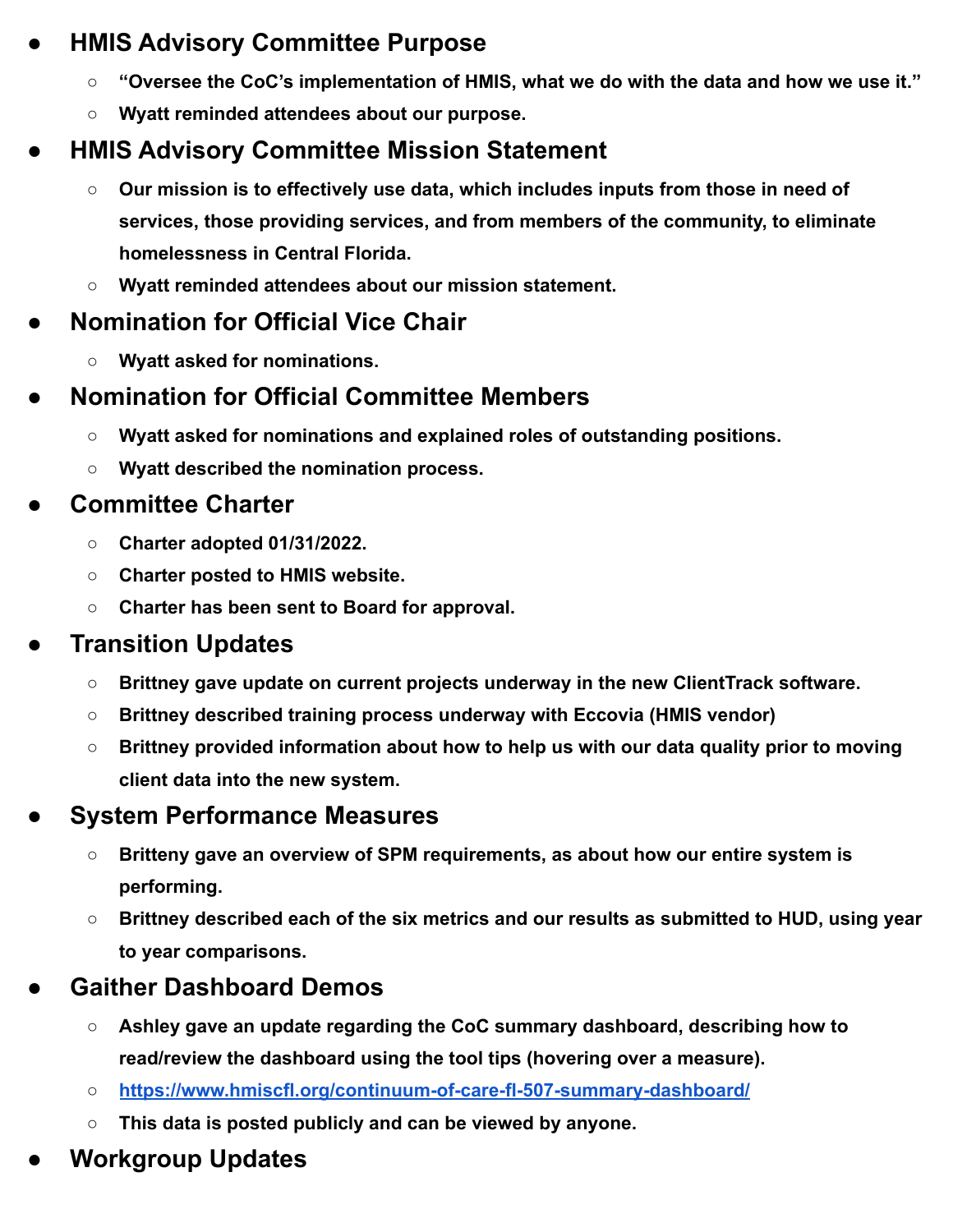- **HMIS Advisory Committee Purpose**
  - **"Oversee the CoC's implementation of HMIS, what we do with the data and how we use it."**
  - **Wyatt reminded attendees about our purpose.**
- **HMIS Advisory Committee Mission Statement**
  - **Our mission is to effectively use data, which includes inputs from those in need of services, those providing services, and from members of the community, to eliminate homelessness in Central Florida.**
  - **Wyatt reminded attendees about our mission statement.**
- **Nomination for Official Vice Chair**
  - **Wyatt asked for nominations.**
- **Nomination for Official Committee Members**
  - **Wyatt asked for nominations and explained roles of outstanding positions.**
  - **Wyatt described the nomination process.**
- **Committee Charter**
  - **Charter adopted 01/31/2022.**
  - **Charter posted to HMIS website.**
  - **Charter has been sent to Board for approval.**
- **Transition Updates**
  - **Brittney gave update on current projects underway in the new ClientTrack software.**
  - **Brittney described training process underway with Eccovia (HMIS vendor)**
  - **Brittney provided information about how to help us with our data quality prior to moving client data into the new system.**
- **System Performance Measures**
  - **Britteny gave an overview of SPM requirements, as about how our entire system is performing.**
  - **Brittney described each of the six metrics and our results as submitted to HUD, using year to year comparisons.**
- **Gaither Dashboard Demos**
  - **Ashley gave an update regarding the CoC summary dashboard, describing how to read/review the dashboard using the tool tips (hovering over a measure).**
  - **[https://www.hmiscfl.org/continuum-of-care-fl-507-summary-dashboard/](https://www.hmiscfl.org/continuum-of-care-fl-507-summary-dashboard/)**
  - **This data is posted publicly and can be viewed by anyone.**
- **Workgroup Updates**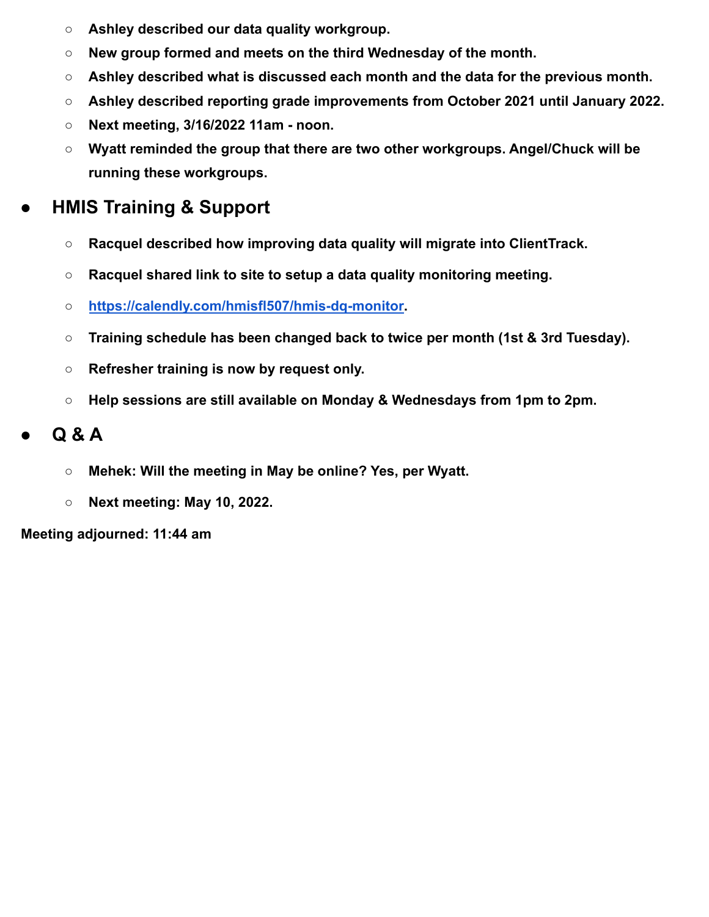- **Ashley described our data quality workgroup.**
- **New group formed and meets on the third Wednesday of the month.**
- **Ashley described what is discussed each month and the data for the previous month.**
- **Ashley described reporting grade improvements from October 2021 until January 2022.**
- **Next meeting, 3/16/2022 11am - noon.**
- **Wyatt reminded the group that there are two other workgroups. Angel/Chuck will be running these workgroups.**

- ## HMIS Training & Support
  - **Racquel described how improving data quality will migrate into ClientTrack.**
  - **Racquel shared link to site to setup a data quality monitoring meeting.**
  - **[https://calendly.com/hmisfl507/hmis-dq-monitor](https://calendly.com/hmisfl507/hmis-dq-monitor).**
  - **Training schedule has been changed back to twice per month (1st & 3rd Tuesday).**
  - **Refresher training is now by request only.**
  - **Help sessions are still available on Monday & Wednesdays from 1pm to 2pm.**

- ## Q & A
  - **Mehek: Will the meeting in May be online? Yes, per Wyatt.**
  - **Next meeting: May 10, 2022.**

**Meeting adjourned: 11:44 am**